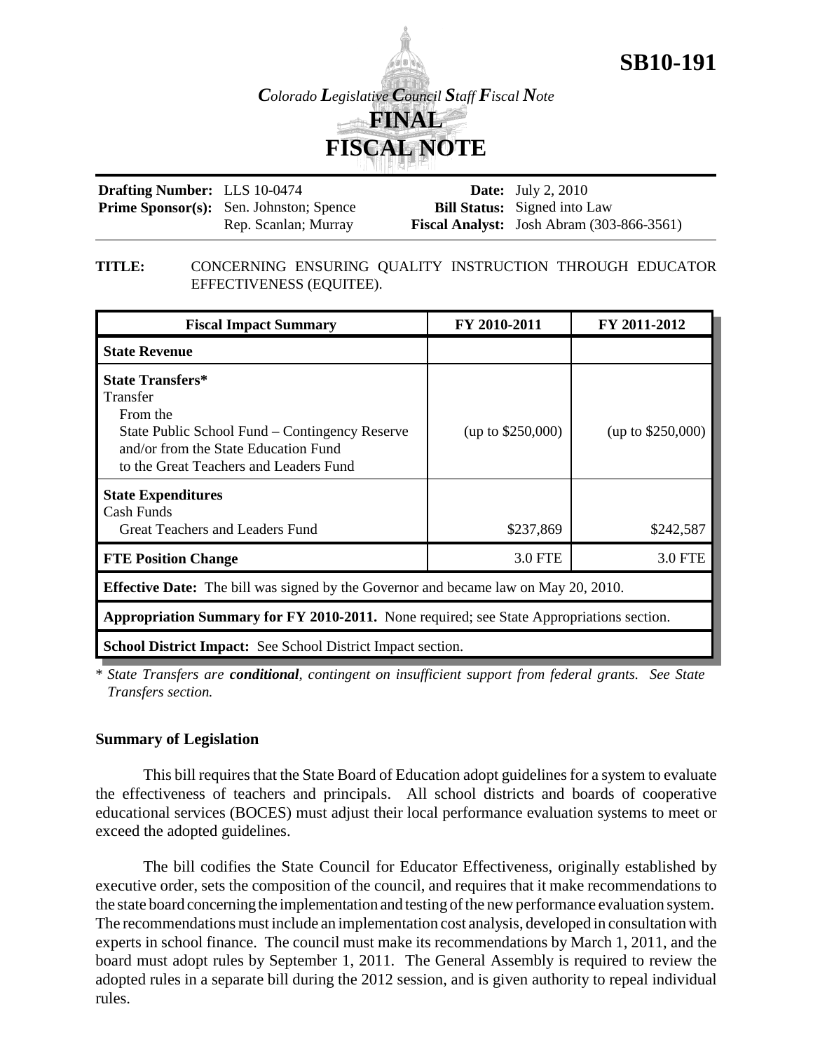**SB10-191**

*Colorado Legislative Council Staff Fiscal Note*

# FINAL FISCAL NOTE

| | | | |
|---|---|---|---|
| **Drafting Number:** | LLS 10-0474 | **Date:** | July 2, 2010 |
| **Prime Sponsor(s):** | Sen. Johnston; Spence<br>Rep. Scanlan; Murray | **Bill Status:** | Signed into Law |
| | | **Fiscal Analyst:** | Josh Abram (303-866-3561) |

**TITLE:** CONCERNING ENSURING QUALITY INSTRUCTION THROUGH EDUCATOR EFFECTIVENESS (EQUITEE).

| Fiscal Impact Summary | FY 2010-2011 | FY 2011-2012 |
|---|---|---|
| **State Revenue** | | |
| **State Transfers\***<br>Transfer<br>From the<br>State Public School Fund – Contingency Reserve and/or from the State Education Fund to the Great Teachers and Leaders Fund | (up to $250,000) | (up to $250,000) |
| **State Expenditures**<br>Cash Funds<br>Great Teachers and Leaders Fund | $237,869 | $242,587 |
| **FTE Position Change** | 3.0 FTE | 3.0 FTE |
| **Effective Date:** The bill was signed by the Governor and became law on May 20, 2010. | | |
| **Appropriation Summary for FY 2010-2011.** None required; see State Appropriations section. | | |
| **School District Impact:** See School District Impact section. | | |

\* *State Transfers are **conditional**, contingent on insufficient support from federal grants. See State Transfers section.*

### Summary of Legislation

This bill requires that the State Board of Education adopt guidelines for a system to evaluate the effectiveness of teachers and principals. All school districts and boards of cooperative educational services (BOCES) must adjust their local performance evaluation systems to meet or exceed the adopted guidelines.

The bill codifies the State Council for Educator Effectiveness, originally established by executive order, sets the composition of the council, and requires that it make recommendations to the state board concerning the implementation and testing of the new performance evaluation system. The recommendations must include an implementation cost analysis, developed in consultation with experts in school finance. The council must make its recommendations by March 1, 2011, and the board must adopt rules by September 1, 2011. The General Assembly is required to review the adopted rules in a separate bill during the 2012 session, and is given authority to repeal individual rules.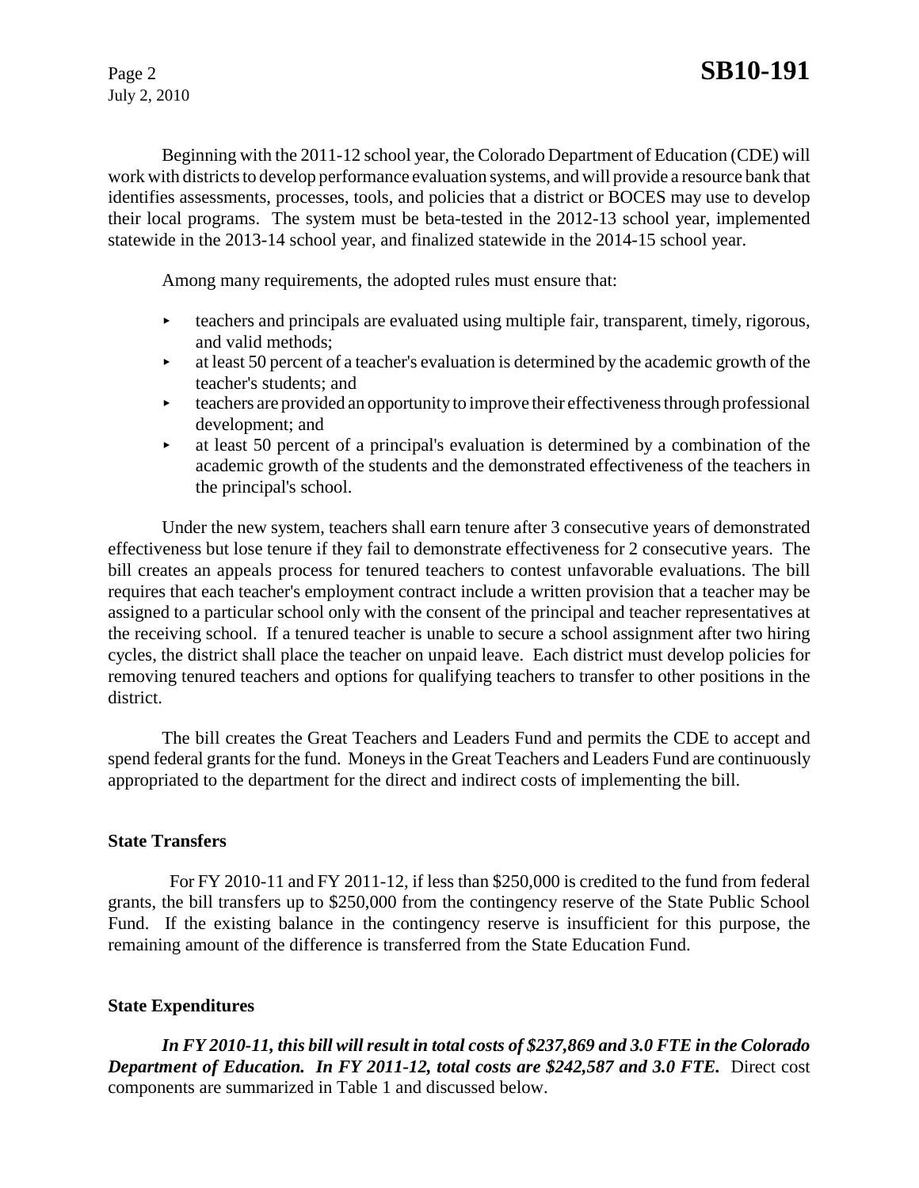Beginning with the 2011-12 school year, the Colorado Department of Education (CDE) will work with districts to develop performance evaluation systems, and will provide a resource bank that identifies assessments, processes, tools, and policies that a district or BOCES may use to develop their local programs. The system must be beta-tested in the 2012-13 school year, implemented statewide in the 2013-14 school year, and finalized statewide in the 2014-15 school year.

Among many requirements, the adopted rules must ensure that:

- teachers and principals are evaluated using multiple fair, transparent, timely, rigorous, and valid methods;
- at least 50 percent of a teacher's evaluation is determined by the academic growth of the teacher's students; and
- teachers are provided an opportunity to improve their effectiveness through professional development; and
- at least 50 percent of a principal's evaluation is determined by a combination of the academic growth of the students and the demonstrated effectiveness of the teachers in the principal's school.

Under the new system, teachers shall earn tenure after 3 consecutive years of demonstrated effectiveness but lose tenure if they fail to demonstrate effectiveness for 2 consecutive years. The bill creates an appeals process for tenured teachers to contest unfavorable evaluations. The bill requires that each teacher's employment contract include a written provision that a teacher may be assigned to a particular school only with the consent of the principal and teacher representatives at the receiving school. If a tenured teacher is unable to secure a school assignment after two hiring cycles, the district shall place the teacher on unpaid leave. Each district must develop policies for removing tenured teachers and options for qualifying teachers to transfer to other positions in the district.

The bill creates the Great Teachers and Leaders Fund and permits the CDE to accept and spend federal grants for the fund. Moneys in the Great Teachers and Leaders Fund are continuously appropriated to the department for the direct and indirect costs of implementing the bill.

**State Transfers**

For FY 2010-11 and FY 2011-12, if less than $250,000 is credited to the fund from federal grants, the bill transfers up to $250,000 from the contingency reserve of the State Public School Fund. If the existing balance in the contingency reserve is insufficient for this purpose, the remaining amount of the difference is transferred from the State Education Fund.

**State Expenditures**

***In FY 2010-11, this bill will result in total costs of $237,869 and 3.0 FTE in the Colorado Department of Education. In FY 2011-12, total costs are $242,587 and 3.0 FTE.*** Direct cost components are summarized in Table 1 and discussed below.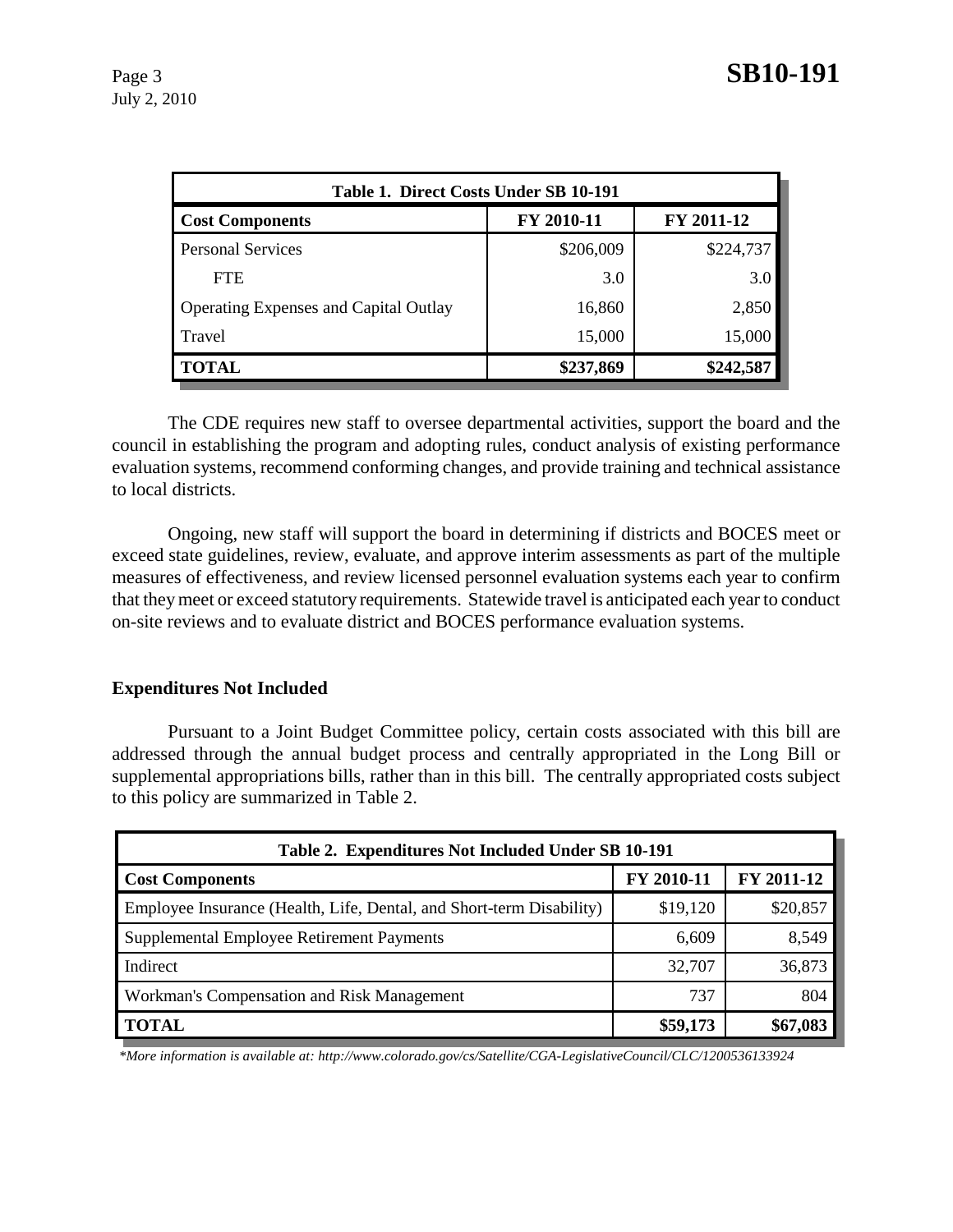| Table 1. Direct Costs Under SB 10-191 | | |
|---|---|---|
| **Cost Components** | **FY 2010-11** | **FY 2011-12** |
| Personal Services | $206,009 | $224,737 |
| FTE | 3.0 | 3.0 |
| Operating Expenses and Capital Outlay | 16,860 | 2,850 |
| Travel | 15,000 | 15,000 |
| **TOTAL** | **$237,869** | **$242,587** |

The CDE requires new staff to oversee departmental activities, support the board and the council in establishing the program and adopting rules, conduct analysis of existing performance evaluation systems, recommend conforming changes, and provide training and technical assistance to local districts.

Ongoing, new staff will support the board in determining if districts and BOCES meet or exceed state guidelines, review, evaluate, and approve interim assessments as part of the multiple measures of effectiveness, and review licensed personnel evaluation systems each year to confirm that they meet or exceed statutory requirements. Statewide travel is anticipated each year to conduct on-site reviews and to evaluate district and BOCES performance evaluation systems.

### Expenditures Not Included

Pursuant to a Joint Budget Committee policy, certain costs associated with this bill are addressed through the annual budget process and centrally appropriated in the Long Bill or supplemental appropriations bills, rather than in this bill. The centrally appropriated costs subject to this policy are summarized in Table 2.

| Table 2. Expenditures Not Included Under SB 10-191 | | |
|---|---|---|
| **Cost Components** | **FY 2010-11** | **FY 2011-12** |
| Employee Insurance (Health, Life, Dental, and Short-term Disability) | $19,120 | $20,857 |
| Supplemental Employee Retirement Payments | 6,609 | 8,549 |
| Indirect | 32,707 | 36,873 |
| Workman's Compensation and Risk Management | 737 | 804 |
| **TOTAL** | **$59,173** | **$67,083** |

*\*More information is available at: http://www.colorado.gov/cs/Satellite/CGA-LegislativeCouncil/CLC/1200536133924*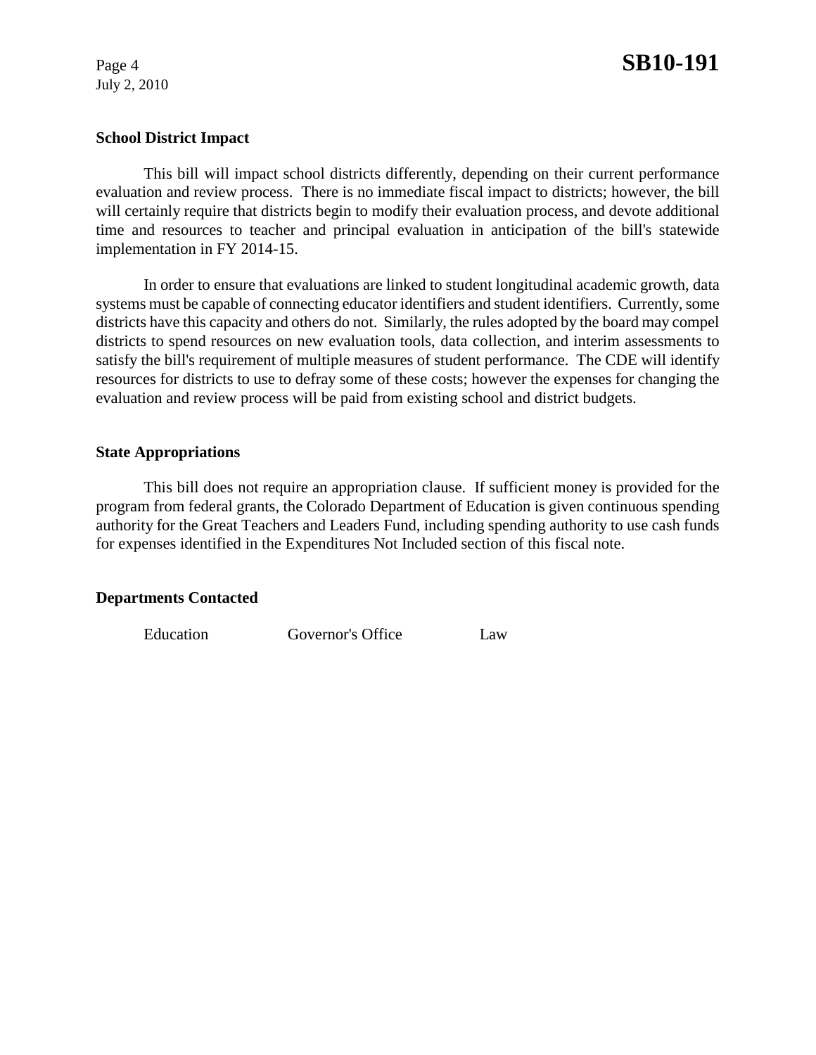**School District Impact**

This bill will impact school districts differently, depending on their current performance evaluation and review process. There is no immediate fiscal impact to districts; however, the bill will certainly require that districts begin to modify their evaluation process, and devote additional time and resources to teacher and principal evaluation in anticipation of the bill's statewide implementation in FY 2014-15.

In order to ensure that evaluations are linked to student longitudinal academic growth, data systems must be capable of connecting educator identifiers and student identifiers. Currently, some districts have this capacity and others do not. Similarly, the rules adopted by the board may compel districts to spend resources on new evaluation tools, data collection, and interim assessments to satisfy the bill's requirement of multiple measures of student performance. The CDE will identify resources for districts to use to defray some of these costs; however the expenses for changing the evaluation and review process will be paid from existing school and district budgets.

**State Appropriations**

This bill does not require an appropriation clause. If sufficient money is provided for the program from federal grants, the Colorado Department of Education is given continuous spending authority for the Great Teachers and Leaders Fund, including spending authority to use cash funds for expenses identified in the Expenditures Not Included section of this fiscal note.

**Departments Contacted**

Education Governor's Office Law